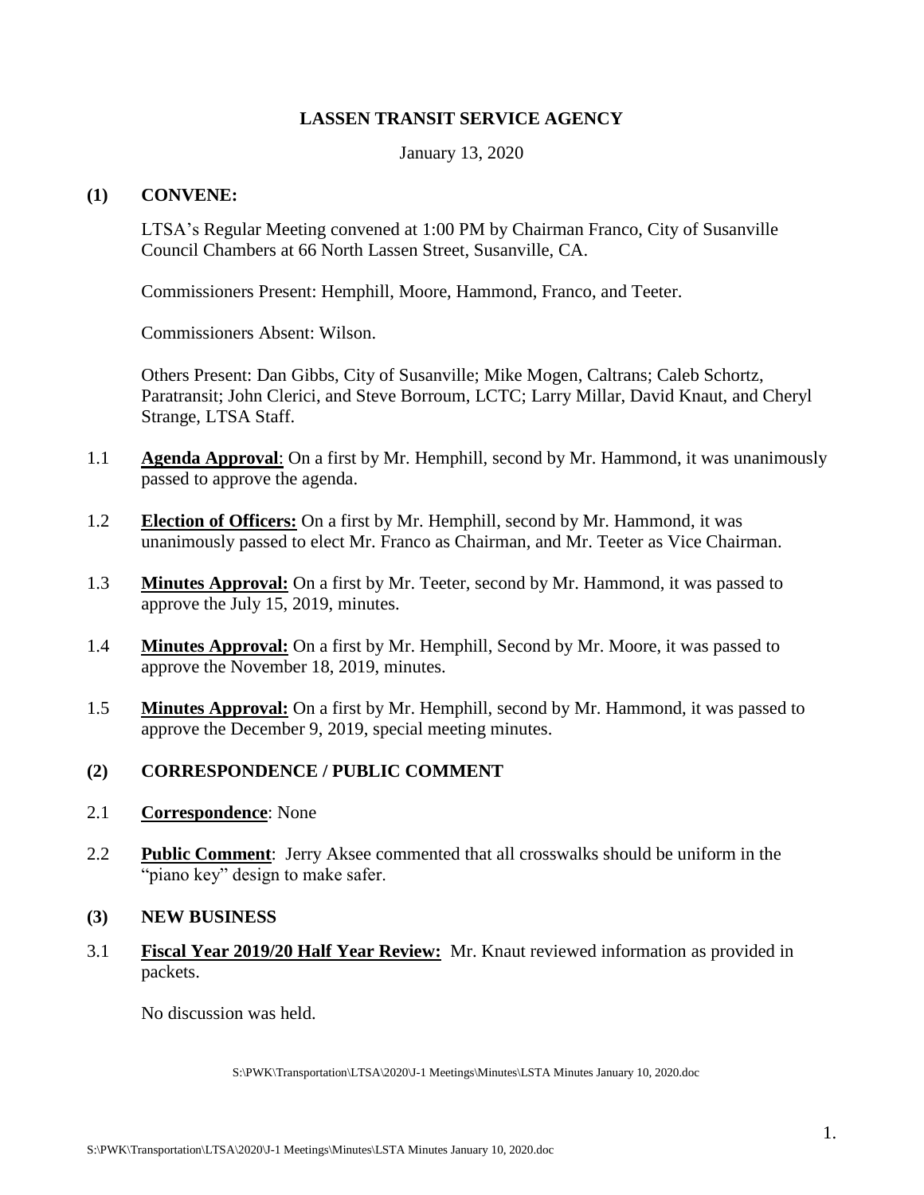# LASSEN TRANSIT SERVICE AGENCY

January 13, 2020

## (1) CONVENE:

LTSA's Regular Meeting convened at 1:00 PM by Chairman Franco, City of Susanville Council Chambers at 66 North Lassen Street, Susanville, CA.

Commissioners Present: Hemphill, Moore, Hammond, Franco, and Teeter.

Commissioners Absent: Wilson.

Others Present: Dan Gibbs, City of Susanville; Mike Mogen, Caltrans; Caleb Schortz, Paratransit; John Clerici, and Steve Borroum, LCTC; Larry Millar, David Knaut, and Cheryl Strange, LTSA Staff.

1.1 **Agenda Approval**: On a first by Mr. Hemphill, second by Mr. Hammond, it was unanimously passed to approve the agenda.

1.2 **Election of Officers:** On a first by Mr. Hemphill, second by Mr. Hammond, it was unanimously passed to elect Mr. Franco as Chairman, and Mr. Teeter as Vice Chairman.

1.3 **Minutes Approval:** On a first by Mr. Teeter, second by Mr. Hammond, it was passed to approve the July 15, 2019, minutes.

1.4 **Minutes Approval:** On a first by Mr. Hemphill, Second by Mr. Moore, it was passed to approve the November 18, 2019, minutes.

1.5 **Minutes Approval:** On a first by Mr. Hemphill, second by Mr. Hammond, it was passed to approve the December 9, 2019, special meeting minutes.

## (2) CORRESPONDENCE / PUBLIC COMMENT

2.1 **Correspondence**: None

2.2 **Public Comment**: Jerry Aksee commented that all crosswalks should be uniform in the "piano key" design to make safer.

## (3) NEW BUSINESS

3.1 **Fiscal Year 2019/20 Half Year Review:** Mr. Knaut reviewed information as provided in packets.

No discussion was held.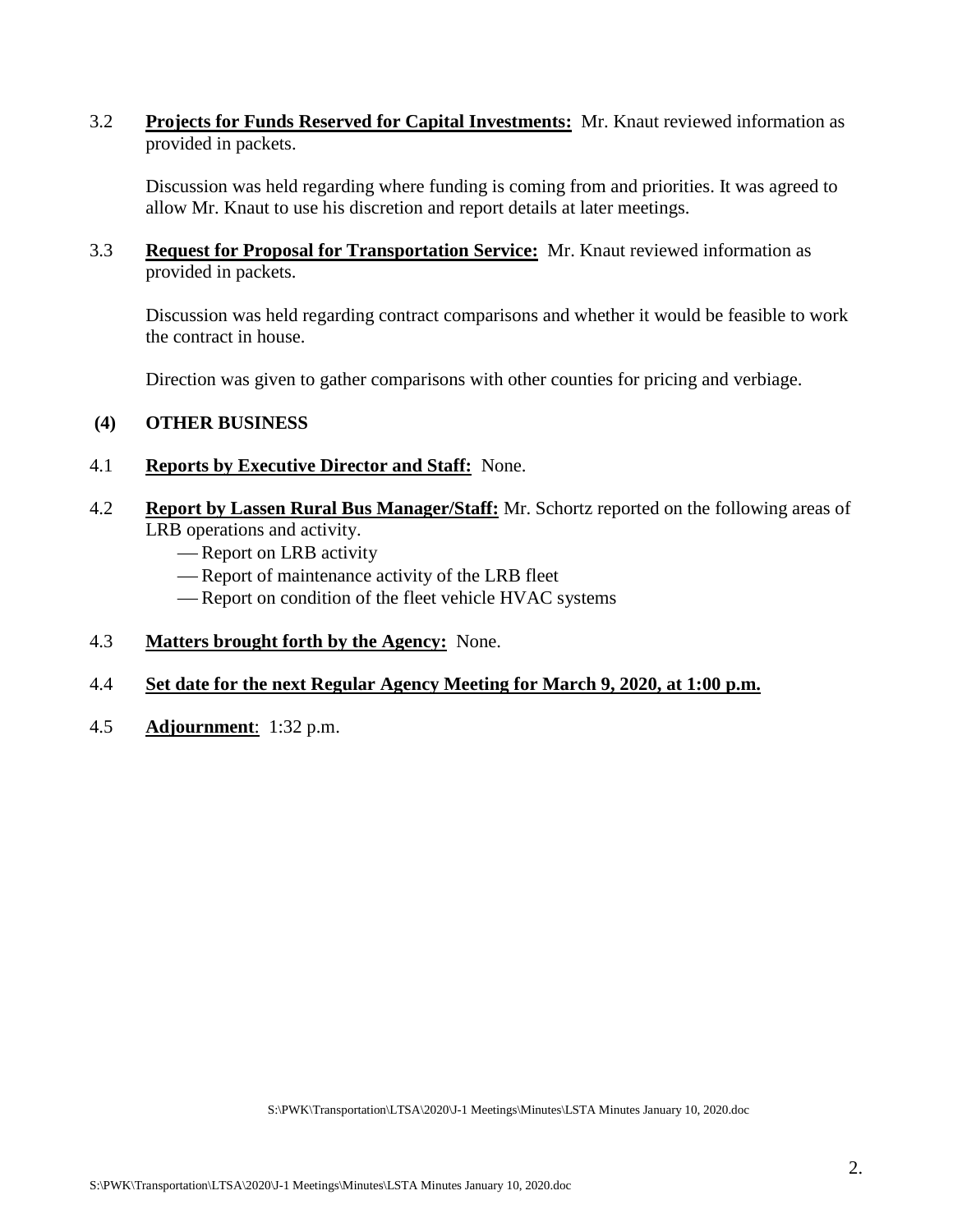3.2 **Projects for Funds Reserved for Capital Investments:** Mr. Knaut reviewed information as provided in packets.

Discussion was held regarding where funding is coming from and priorities. It was agreed to allow Mr. Knaut to use his discretion and report details at later meetings.

3.3 **Request for Proposal for Transportation Service:** Mr. Knaut reviewed information as provided in packets.

Discussion was held regarding contract comparisons and whether it would be feasible to work the contract in house.

Direction was given to gather comparisons with other counties for pricing and verbiage.

**(4) OTHER BUSINESS**

4.1 **Reports by Executive Director and Staff:** None.

4.2 **Report by Lassen Rural Bus Manager/Staff:** Mr. Schortz reported on the following areas of LRB operations and activity.

- Report on LRB activity
- Report of maintenance activity of the LRB fleet
- Report on condition of the fleet vehicle HVAC systems

4.3 **Matters brought forth by the Agency:** None.

4.4 **Set date for the next Regular Agency Meeting for March 9, 2020, at 1:00 p.m.**

4.5 **Adjournment**: 1:32 p.m.

S:\PWK\Transportation\LTSA\2020\J-1 Meetings\Minutes\LSTA Minutes January 10, 2020.doc